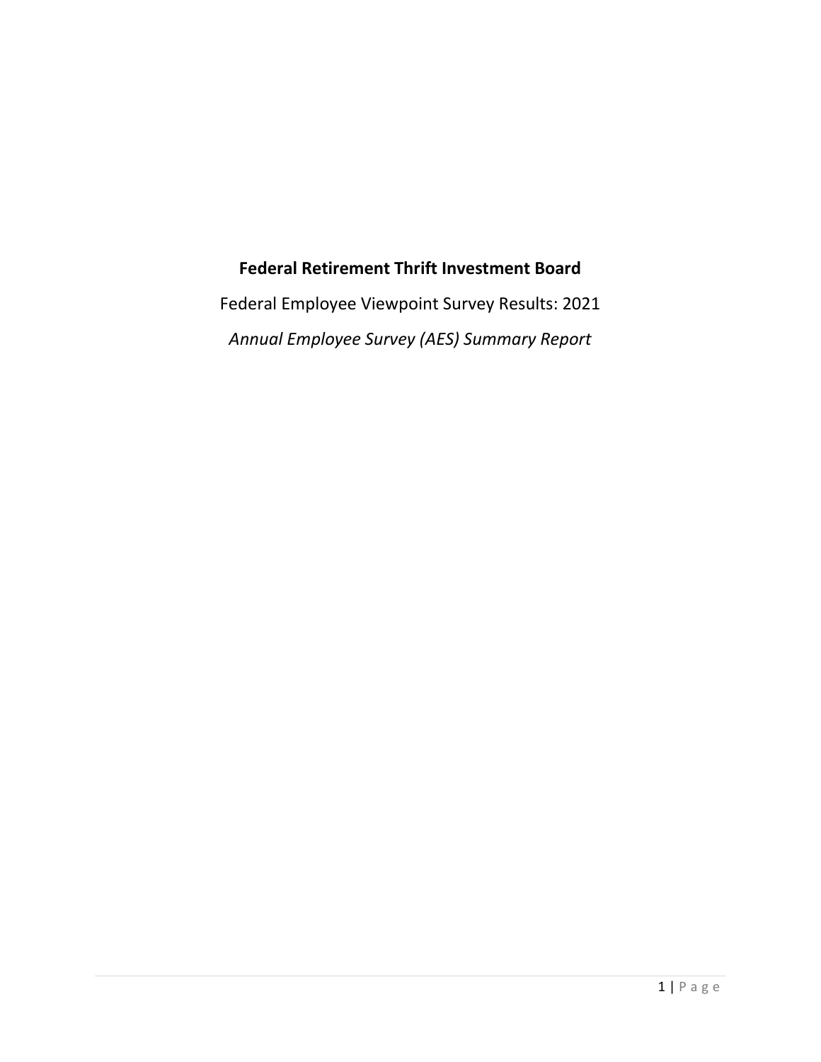# Federal Retirement Thrift Investment Board

Federal Employee Viewpoint Survey Results: 2021

*Annual Employee Survey (AES) Summary Report*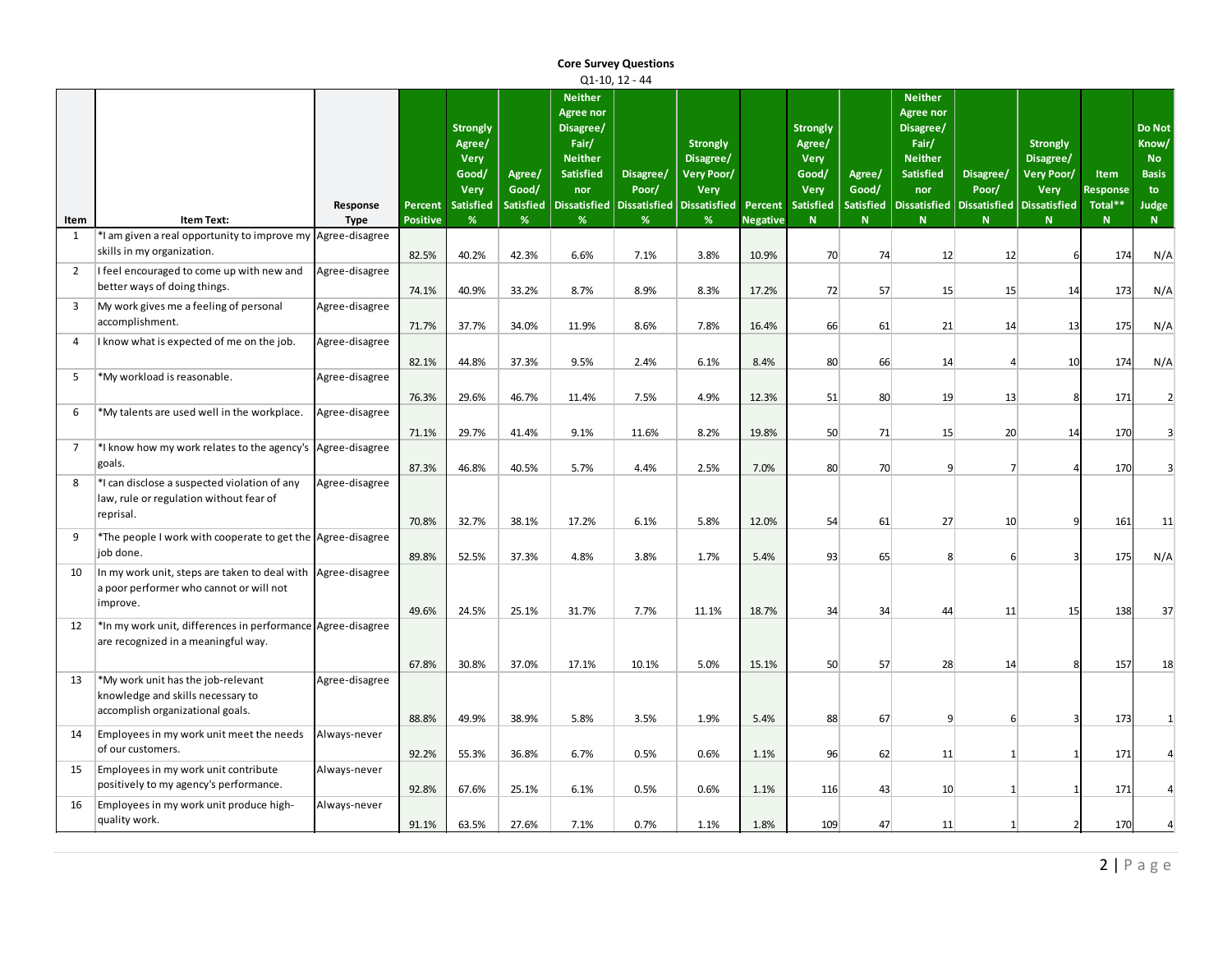**Core Survey Questions**

Q1-10, 12 - 44

| Item | Item Text: | Response Type | Percent Positive | Strongly Agree/ Very Good/ Very Satisfied % | Agree/ Good/ Satisfied % | Neither Agree nor Disagree/ Fair/ Neither Satisfied nor Dissatisfied % | Disagree/ Poor/ Dissatisfied % | Strongly Disagree/ Very Poor/ Very Dissatisfied % | Percent Negative | Strongly Agree/ Very Good/ Very Satisfied N | Agree/ Good/ Satisfied N | Neither Agree nor Disagree/ Fair/ Neither Satisfied nor Dissatisfied N | Disagree/ Poor/ Dissatisfied N | Strongly Disagree/ Very Poor/ Very Dissatisfied N | Item Response Total** N | Do Not Know/ No Basis to Judge N |
|---|---|---|---|---|---|---|---|---|---|---|---|---|---|---|---|---|
| 1 | *I am given a real opportunity to improve my skills in my organization. | Agree-disagree | 82.5% | 40.2% | 42.3% | 6.6% | 7.1% | 3.8% | 10.9% | 70 | 74 | 12 | 12 | 6 | 174 | N/A |
| 2 | I feel encouraged to come up with new and better ways of doing things. | Agree-disagree | 74.1% | 40.9% | 33.2% | 8.7% | 8.9% | 8.3% | 17.2% | 72 | 57 | 15 | 15 | 14 | 173 | N/A |
| 3 | My work gives me a feeling of personal accomplishment. | Agree-disagree | 71.7% | 37.7% | 34.0% | 11.9% | 8.6% | 7.8% | 16.4% | 66 | 61 | 21 | 14 | 13 | 175 | N/A |
| 4 | I know what is expected of me on the job. | Agree-disagree | 82.1% | 44.8% | 37.3% | 9.5% | 2.4% | 6.1% | 8.4% | 80 | 66 | 14 | 4 | 10 | 174 | N/A |
| 5 | *My workload is reasonable. | Agree-disagree | 76.3% | 29.6% | 46.7% | 11.4% | 7.5% | 4.9% | 12.3% | 51 | 80 | 19 | 13 | 8 | 171 | 2 |
| 6 | *My talents are used well in the workplace. | Agree-disagree | 71.1% | 29.7% | 41.4% | 9.1% | 11.6% | 8.2% | 19.8% | 50 | 71 | 15 | 20 | 14 | 170 | 3 |
| 7 | *I know how my work relates to the agency's goals. | Agree-disagree | 87.3% | 46.8% | 40.5% | 5.7% | 4.4% | 2.5% | 7.0% | 80 | 70 | 9 | 7 | 4 | 170 | 3 |
| 8 | *I can disclose a suspected violation of any law, rule or regulation without fear of reprisal. | Agree-disagree | 70.8% | 32.7% | 38.1% | 17.2% | 6.1% | 5.8% | 12.0% | 54 | 61 | 27 | 10 | 9 | 161 | 11 |
| 9 | *The people I work with cooperate to get the job done. | Agree-disagree | 89.8% | 52.5% | 37.3% | 4.8% | 3.8% | 1.7% | 5.4% | 93 | 65 | 8 | 6 | 3 | 175 | N/A |
| 10 | In my work unit, steps are taken to deal with a poor performer who cannot or will not improve. | Agree-disagree | 49.6% | 24.5% | 25.1% | 31.7% | 7.7% | 11.1% | 18.7% | 34 | 34 | 44 | 11 | 15 | 138 | 37 |
| 12 | *In my work unit, differences in performance are recognized in a meaningful way. | Agree-disagree | 67.8% | 30.8% | 37.0% | 17.1% | 10.1% | 5.0% | 15.1% | 50 | 57 | 28 | 14 | 8 | 157 | 18 |
| 13 | *My work unit has the job-relevant knowledge and skills necessary to accomplish organizational goals. | Agree-disagree | 88.8% | 49.9% | 38.9% | 5.8% | 3.5% | 1.9% | 5.4% | 88 | 67 | 9 | 6 | 3 | 173 | 1 |
| 14 | Employees in my work unit meet the needs of our customers. | Always-never | 92.2% | 55.3% | 36.8% | 6.7% | 0.5% | 0.6% | 1.1% | 96 | 62 | 11 | 1 | 1 | 171 | 4 |
| 15 | Employees in my work unit contribute positively to my agency's performance. | Always-never | 92.8% | 67.6% | 25.1% | 6.1% | 0.5% | 0.6% | 1.1% | 116 | 43 | 10 | 1 | 1 | 171 | 4 |
| 16 | Employees in my work unit produce high-quality work. | Always-never | 91.1% | 63.5% | 27.6% | 7.1% | 0.7% | 1.1% | 1.8% | 109 | 47 | 11 | 1 | 2 | 170 | 4 |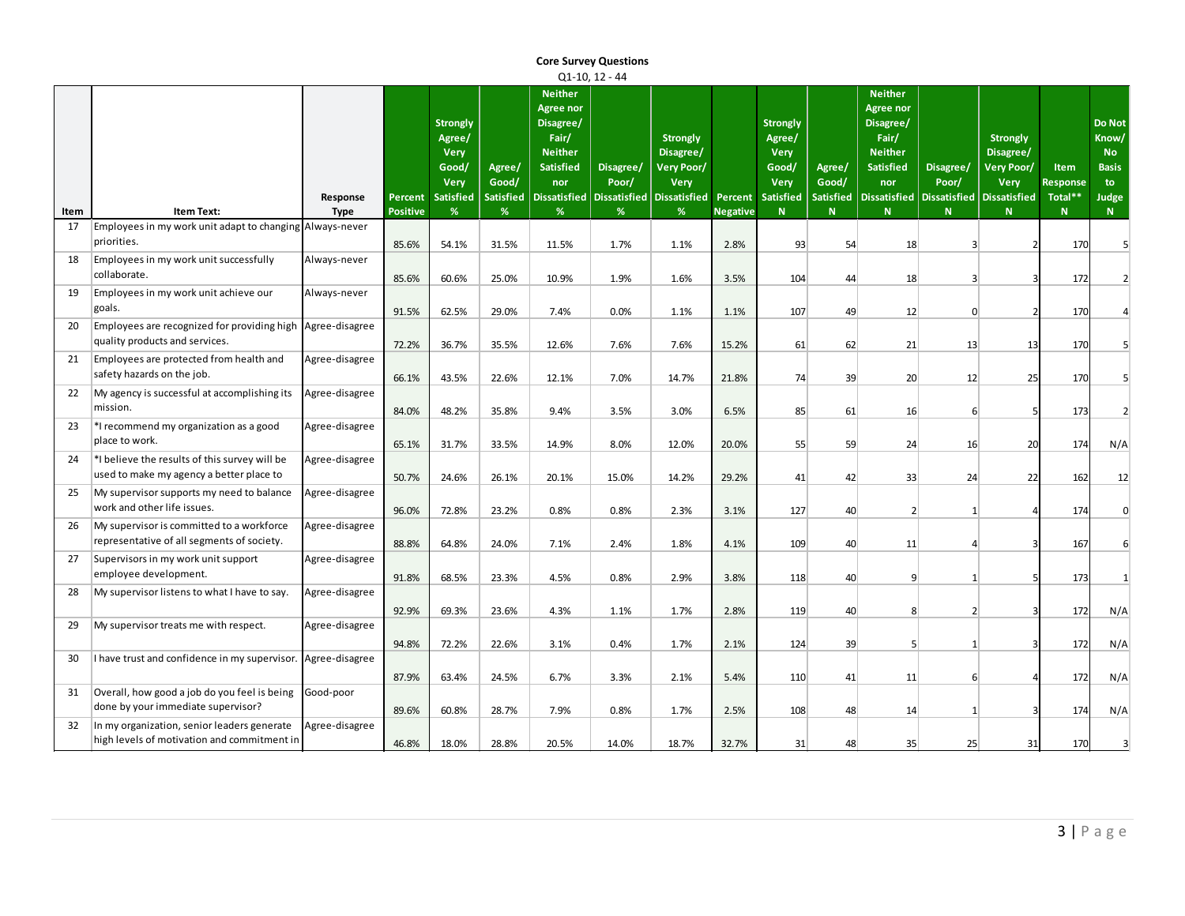**Core Survey Questions**

Q1-10, 12 - 44

| Item | Item Text: | Response Type | Percent Positive | Strongly Agree/ Very Good/ Very Satisfied % | Agree/ Good/ Satisfied % | Neither Agree nor Disagree/ Fair/ Neither Satisfied nor Dissatisfied % | Disagree/ Poor/ Dissatisfied % | Strongly Disagree/ Very Poor/ Very Dissatisfied % | Percent Negative | Strongly Agree/ Very Good/ Very Satisfied N | Agree/ Good/ Satisfied N | Neither Agree nor Disagree/ Fair/ Neither Satisfied nor Dissatisfied N | Disagree/ Poor/ Dissatisfied N | Strongly Disagree/ Very Poor/ Very Dissatisfied N | Item Response Total** N | Do Not Know/ No Basis to Judge N |
|---|---|---|---|---|---|---|---|---|---|---|---|---|---|---|---|---|
| 17 | Employees in my work unit adapt to changing priorities. | Always-never | 85.6% | 54.1% | 31.5% | 11.5% | 1.7% | 1.1% | 2.8% | 93 | 54 | 18 | 3 | 2 | 170 | 5 |
| 18 | Employees in my work unit successfully collaborate. | Always-never | 85.6% | 60.6% | 25.0% | 10.9% | 1.9% | 1.6% | 3.5% | 104 | 44 | 18 | 3 | 3 | 172 | 2 |
| 19 | Employees in my work unit achieve our goals. | Always-never | 91.5% | 62.5% | 29.0% | 7.4% | 0.0% | 1.1% | 1.1% | 107 | 49 | 12 | 0 | 2 | 170 | 4 |
| 20 | Employees are recognized for providing high quality products and services. | Agree-disagree | 72.2% | 36.7% | 35.5% | 12.6% | 7.6% | 7.6% | 15.2% | 61 | 62 | 21 | 13 | 13 | 170 | 5 |
| 21 | Employees are protected from health and safety hazards on the job. | Agree-disagree | 66.1% | 43.5% | 22.6% | 12.1% | 7.0% | 14.7% | 21.8% | 74 | 39 | 20 | 12 | 25 | 170 | 5 |
| 22 | My agency is successful at accomplishing its mission. | Agree-disagree | 84.0% | 48.2% | 35.8% | 9.4% | 3.5% | 3.0% | 6.5% | 85 | 61 | 16 | 6 | 5 | 173 | 2 |
| 23 | *I recommend my organization as a good place to work. | Agree-disagree | 65.1% | 31.7% | 33.5% | 14.9% | 8.0% | 12.0% | 20.0% | 55 | 59 | 24 | 16 | 20 | 174 | N/A |
| 24 | *I believe the results of this survey will be used to make my agency a better place to | Agree-disagree | 50.7% | 24.6% | 26.1% | 20.1% | 15.0% | 14.2% | 29.2% | 41 | 42 | 33 | 24 | 22 | 162 | 12 |
| 25 | My supervisor supports my need to balance work and other life issues. | Agree-disagree | 96.0% | 72.8% | 23.2% | 0.8% | 0.8% | 2.3% | 3.1% | 127 | 40 | 2 | 1 | 4 | 174 | 0 |
| 26 | My supervisor is committed to a workforce representative of all segments of society. | Agree-disagree | 88.8% | 64.8% | 24.0% | 7.1% | 2.4% | 1.8% | 4.1% | 109 | 40 | 11 | 4 | 3 | 167 | 6 |
| 27 | Supervisors in my work unit support employee development. | Agree-disagree | 91.8% | 68.5% | 23.3% | 4.5% | 0.8% | 2.9% | 3.8% | 118 | 40 | 9 | 1 | 5 | 173 | 1 |
| 28 | My supervisor listens to what I have to say. | Agree-disagree | 92.9% | 69.3% | 23.6% | 4.3% | 1.1% | 1.7% | 2.8% | 119 | 40 | 8 | 2 | 3 | 172 | N/A |
| 29 | My supervisor treats me with respect. | Agree-disagree | 94.8% | 72.2% | 22.6% | 3.1% | 0.4% | 1.7% | 2.1% | 124 | 39 | 5 | 1 | 3 | 172 | N/A |
| 30 | I have trust and confidence in my supervisor. | Agree-disagree | 87.9% | 63.4% | 24.5% | 6.7% | 3.3% | 2.1% | 5.4% | 110 | 41 | 11 | 6 | 4 | 172 | N/A |
| 31 | Overall, how good a job do you feel is being done by your immediate supervisor? | Good-poor | 89.6% | 60.8% | 28.7% | 7.9% | 0.8% | 1.7% | 2.5% | 108 | 48 | 14 | 1 | 3 | 174 | N/A |
| 32 | In my organization, senior leaders generate high levels of motivation and commitment in | Agree-disagree | 46.8% | 18.0% | 28.8% | 20.5% | 14.0% | 18.7% | 32.7% | 31 | 48 | 35 | 25 | 31 | 170 | 3 |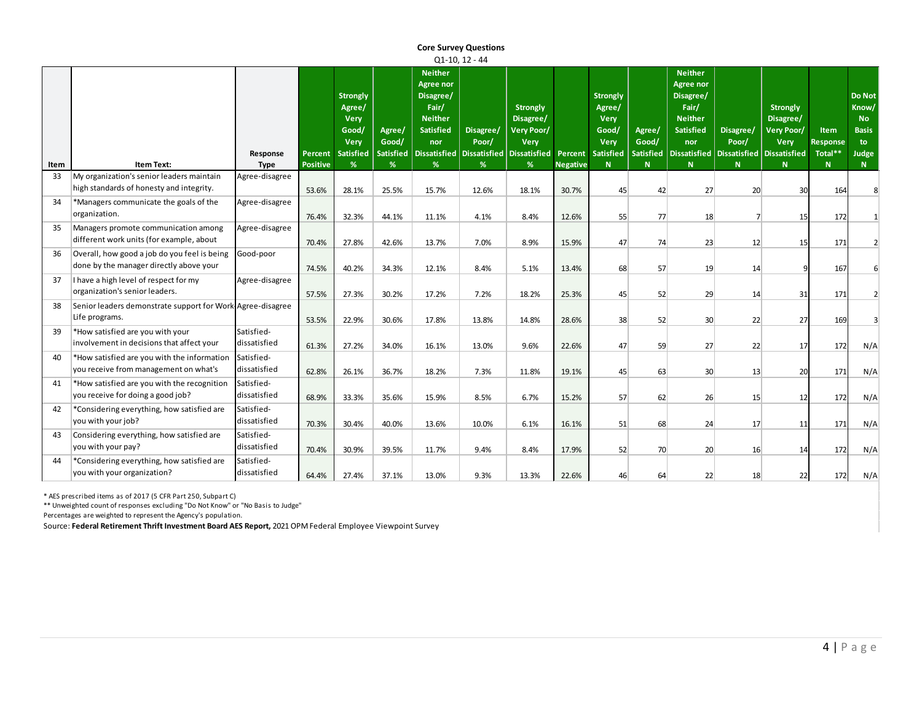**Core Survey Questions**

Q1-10, 12 - 44

| Item | Item Text: | Response Type | Percent Positive | Strongly Agree/ Very Good/ Very Satisfied % | Agree/ Good/ Satisfied % | Neither Agree nor Disagree/ Fair/ Neither Satisfied nor Dissatisfied % | Disagree/ Poor/ Dissatisfied % | Strongly Disagree/ Very Poor/ Very Dissatisfied % | Percent Negative | Strongly Agree/ Very Good/ Very Satisfied N | Agree/ Good/ Satisfied N | Neither Agree nor Disagree/ Fair/ Neither Satisfied nor Dissatisfied N | Disagree/ Poor/ Dissatisfied N | Strongly Disagree/ Very Poor/ Very Dissatisfied N | Item Response Total** N | Do Not Know/ No Basis to Judge N |
|---|---|---|---|---|---|---|---|---|---|---|---|---|---|---|---|---|
| 33 | My organization's senior leaders maintain high standards of honesty and integrity. | Agree-disagree | 53.6% | 28.1% | 25.5% | 15.7% | 12.6% | 18.1% | 30.7% | 45 | 42 | 27 | 20 | 30 | 164 | 8 |
| 34 | *Managers communicate the goals of the organization. | Agree-disagree | 76.4% | 32.3% | 44.1% | 11.1% | 4.1% | 8.4% | 12.6% | 55 | 77 | 18 | 7 | 15 | 172 | 1 |
| 35 | Managers promote communication among different work units (for example, about | Agree-disagree | 70.4% | 27.8% | 42.6% | 13.7% | 7.0% | 8.9% | 15.9% | 47 | 74 | 23 | 12 | 15 | 171 | 2 |
| 36 | Overall, how good a job do you feel is being done by the manager directly above your | Good-poor | 74.5% | 40.2% | 34.3% | 12.1% | 8.4% | 5.1% | 13.4% | 68 | 57 | 19 | 14 | 9 | 167 | 6 |
| 37 | I have a high level of respect for my organization's senior leaders. | Agree-disagree | 57.5% | 27.3% | 30.2% | 17.2% | 7.2% | 18.2% | 25.3% | 45 | 52 | 29 | 14 | 31 | 171 | 2 |
| 38 | Senior leaders demonstrate support for Work Life programs. | Agree-disagree | 53.5% | 22.9% | 30.6% | 17.8% | 13.8% | 14.8% | 28.6% | 38 | 52 | 30 | 22 | 27 | 169 | 3 |
| 39 | *How satisfied are you with your involvement in decisions that affect your | Satisfied-dissatisfied | 61.3% | 27.2% | 34.0% | 16.1% | 13.0% | 9.6% | 22.6% | 47 | 59 | 27 | 22 | 17 | 172 | N/A |
| 40 | *How satisfied are you with the information you receive from management on what's | Satisfied-dissatisfied | 62.8% | 26.1% | 36.7% | 18.2% | 7.3% | 11.8% | 19.1% | 45 | 63 | 30 | 13 | 20 | 171 | N/A |
| 41 | *How satisfied are you with the recognition you receive for doing a good job? | Satisfied-dissatisfied | 68.9% | 33.3% | 35.6% | 15.9% | 8.5% | 6.7% | 15.2% | 57 | 62 | 26 | 15 | 12 | 172 | N/A |
| 42 | *Considering everything, how satisfied are you with your job? | Satisfied-dissatisfied | 70.3% | 30.4% | 40.0% | 13.6% | 10.0% | 6.1% | 16.1% | 51 | 68 | 24 | 17 | 11 | 171 | N/A |
| 43 | Considering everything, how satisfied are you with your pay? | Satisfied-dissatisfied | 70.4% | 30.9% | 39.5% | 11.7% | 9.4% | 8.4% | 17.9% | 52 | 70 | 20 | 16 | 14 | 172 | N/A |
| 44 | *Considering everything, how satisfied are you with your organization? | Satisfied-dissatisfied | 64.4% | 27.4% | 37.1% | 13.0% | 9.3% | 13.3% | 22.6% | 46 | 64 | 22 | 18 | 22 | 172 | N/A |

\* AES prescribed items as of 2017 (5 CFR Part 250, Subpart C)

** Unweighted count of responses excluding "Do Not Know" or "No Basis to Judge"

Percentages are weighted to represent the Agency's population.

Source: **Federal Retirement Thrift Investment Board AES Report,** 2021 OPM Federal Employee Viewpoint Survey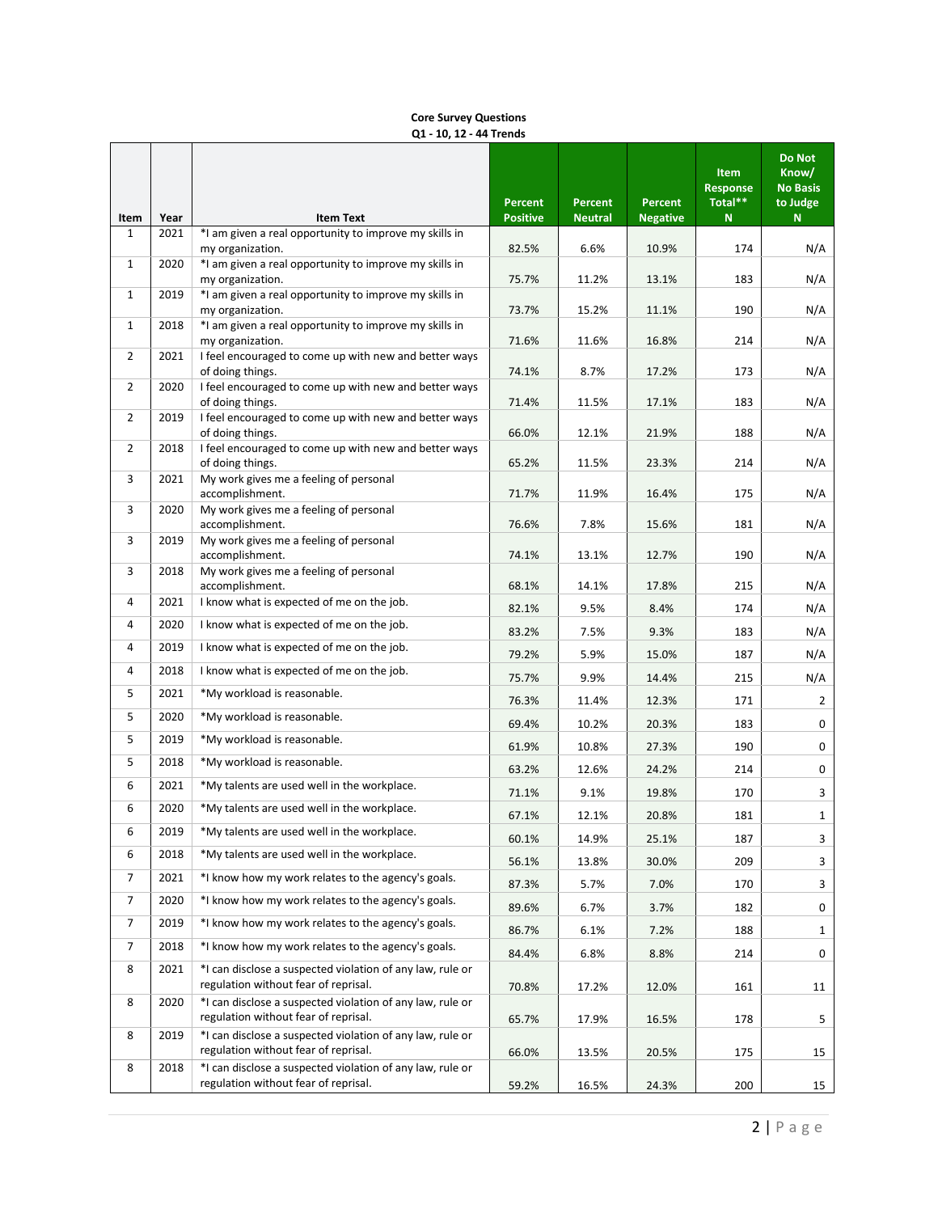**Core Survey Questions**
**Q1 - 10, 12 - 44 Trends**

| Item | Year | Item Text | Percent Positive | Percent Neutral | Percent Negative | Item Response Total** N | Do Not Know/ No Basis to Judge N |
|---|---|---|---|---|---|---|---|
| 1 | 2021 | *I am given a real opportunity to improve my skills in my organization. | 82.5% | 6.6% | 10.9% | 174 | N/A |
| 1 | 2020 | *I am given a real opportunity to improve my skills in my organization. | 75.7% | 11.2% | 13.1% | 183 | N/A |
| 1 | 2019 | *I am given a real opportunity to improve my skills in my organization. | 73.7% | 15.2% | 11.1% | 190 | N/A |
| 1 | 2018 | *I am given a real opportunity to improve my skills in my organization. | 71.6% | 11.6% | 16.8% | 214 | N/A |
| 2 | 2021 | I feel encouraged to come up with new and better ways of doing things. | 74.1% | 8.7% | 17.2% | 173 | N/A |
| 2 | 2020 | I feel encouraged to come up with new and better ways of doing things. | 71.4% | 11.5% | 17.1% | 183 | N/A |
| 2 | 2019 | I feel encouraged to come up with new and better ways of doing things. | 66.0% | 12.1% | 21.9% | 188 | N/A |
| 2 | 2018 | I feel encouraged to come up with new and better ways of doing things. | 65.2% | 11.5% | 23.3% | 214 | N/A |
| 3 | 2021 | My work gives me a feeling of personal accomplishment. | 71.7% | 11.9% | 16.4% | 175 | N/A |
| 3 | 2020 | My work gives me a feeling of personal accomplishment. | 76.6% | 7.8% | 15.6% | 181 | N/A |
| 3 | 2019 | My work gives me a feeling of personal accomplishment. | 74.1% | 13.1% | 12.7% | 190 | N/A |
| 3 | 2018 | My work gives me a feeling of personal accomplishment. | 68.1% | 14.1% | 17.8% | 215 | N/A |
| 4 | 2021 | I know what is expected of me on the job. | 82.1% | 9.5% | 8.4% | 174 | N/A |
| 4 | 2020 | I know what is expected of me on the job. | 83.2% | 7.5% | 9.3% | 183 | N/A |
| 4 | 2019 | I know what is expected of me on the job. | 79.2% | 5.9% | 15.0% | 187 | N/A |
| 4 | 2018 | I know what is expected of me on the job. | 75.7% | 9.9% | 14.4% | 215 | N/A |
| 5 | 2021 | *My workload is reasonable. | 76.3% | 11.4% | 12.3% | 171 | 2 |
| 5 | 2020 | *My workload is reasonable. | 69.4% | 10.2% | 20.3% | 183 | 0 |
| 5 | 2019 | *My workload is reasonable. | 61.9% | 10.8% | 27.3% | 190 | 0 |
| 5 | 2018 | *My workload is reasonable. | 63.2% | 12.6% | 24.2% | 214 | 0 |
| 6 | 2021 | *My talents are used well in the workplace. | 71.1% | 9.1% | 19.8% | 170 | 3 |
| 6 | 2020 | *My talents are used well in the workplace. | 67.1% | 12.1% | 20.8% | 181 | 1 |
| 6 | 2019 | *My talents are used well in the workplace. | 60.1% | 14.9% | 25.1% | 187 | 3 |
| 6 | 2018 | *My talents are used well in the workplace. | 56.1% | 13.8% | 30.0% | 209 | 3 |
| 7 | 2021 | *I know how my work relates to the agency's goals. | 87.3% | 5.7% | 7.0% | 170 | 3 |
| 7 | 2020 | *I know how my work relates to the agency's goals. | 89.6% | 6.7% | 3.7% | 182 | 0 |
| 7 | 2019 | *I know how my work relates to the agency's goals. | 86.7% | 6.1% | 7.2% | 188 | 1 |
| 7 | 2018 | *I know how my work relates to the agency's goals. | 84.4% | 6.8% | 8.8% | 214 | 0 |
| 8 | 2021 | *I can disclose a suspected violation of any law, rule or regulation without fear of reprisal. | 70.8% | 17.2% | 12.0% | 161 | 11 |
| 8 | 2020 | *I can disclose a suspected violation of any law, rule or regulation without fear of reprisal. | 65.7% | 17.9% | 16.5% | 178 | 5 |
| 8 | 2019 | *I can disclose a suspected violation of any law, rule or regulation without fear of reprisal. | 66.0% | 13.5% | 20.5% | 175 | 15 |
| 8 | 2018 | *I can disclose a suspected violation of any law, rule or regulation without fear of reprisal. | 59.2% | 16.5% | 24.3% | 200 | 15 |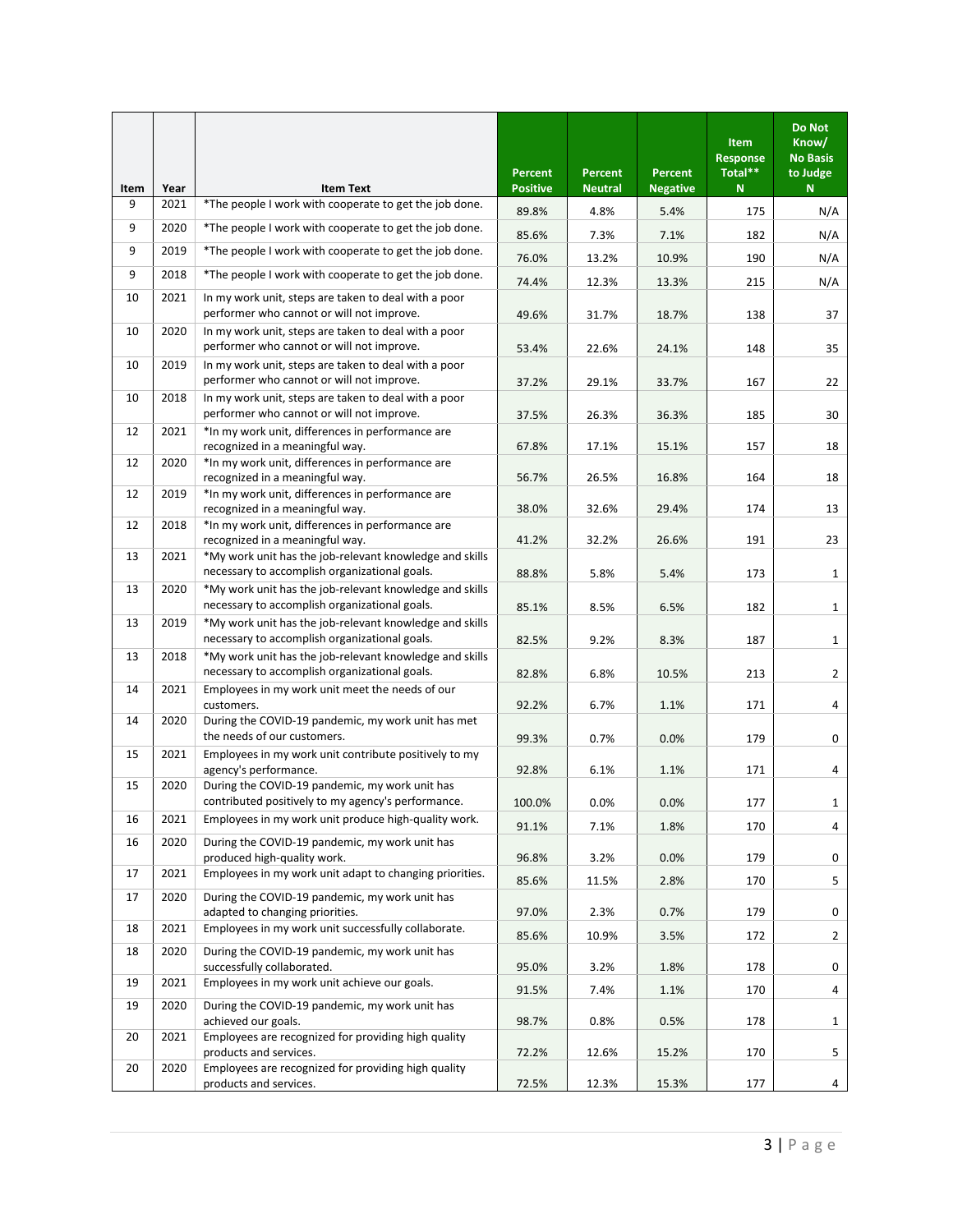| Item | Year | Item Text | Percent Positive | Percent Neutral | Percent Negative | Item Response Total** N | Do Not Know/ No Basis to Judge N |
|---|---|---|---|---|---|---|---|
| 9 | 2021 | *The people I work with cooperate to get the job done. | 89.8% | 4.8% | 5.4% | 175 | N/A |
| 9 | 2020 | *The people I work with cooperate to get the job done. | 85.6% | 7.3% | 7.1% | 182 | N/A |
| 9 | 2019 | *The people I work with cooperate to get the job done. | 76.0% | 13.2% | 10.9% | 190 | N/A |
| 9 | 2018 | *The people I work with cooperate to get the job done. | 74.4% | 12.3% | 13.3% | 215 | N/A |
| 10 | 2021 | In my work unit, steps are taken to deal with a poor performer who cannot or will not improve. | 49.6% | 31.7% | 18.7% | 138 | 37 |
| 10 | 2020 | In my work unit, steps are taken to deal with a poor performer who cannot or will not improve. | 53.4% | 22.6% | 24.1% | 148 | 35 |
| 10 | 2019 | In my work unit, steps are taken to deal with a poor performer who cannot or will not improve. | 37.2% | 29.1% | 33.7% | 167 | 22 |
| 10 | 2018 | In my work unit, steps are taken to deal with a poor performer who cannot or will not improve. | 37.5% | 26.3% | 36.3% | 185 | 30 |
| 12 | 2021 | *In my work unit, differences in performance are recognized in a meaningful way. | 67.8% | 17.1% | 15.1% | 157 | 18 |
| 12 | 2020 | *In my work unit, differences in performance are recognized in a meaningful way. | 56.7% | 26.5% | 16.8% | 164 | 18 |
| 12 | 2019 | *In my work unit, differences in performance are recognized in a meaningful way. | 38.0% | 32.6% | 29.4% | 174 | 13 |
| 12 | 2018 | *In my work unit, differences in performance are recognized in a meaningful way. | 41.2% | 32.2% | 26.6% | 191 | 23 |
| 13 | 2021 | *My work unit has the job-relevant knowledge and skills necessary to accomplish organizational goals. | 88.8% | 5.8% | 5.4% | 173 | 1 |
| 13 | 2020 | *My work unit has the job-relevant knowledge and skills necessary to accomplish organizational goals. | 85.1% | 8.5% | 6.5% | 182 | 1 |
| 13 | 2019 | *My work unit has the job-relevant knowledge and skills necessary to accomplish organizational goals. | 82.5% | 9.2% | 8.3% | 187 | 1 |
| 13 | 2018 | *My work unit has the job-relevant knowledge and skills necessary to accomplish organizational goals. | 82.8% | 6.8% | 10.5% | 213 | 2 |
| 14 | 2021 | Employees in my work unit meet the needs of our customers. | 92.2% | 6.7% | 1.1% | 171 | 4 |
| 14 | 2020 | During the COVID-19 pandemic, my work unit has met the needs of our customers. | 99.3% | 0.7% | 0.0% | 179 | 0 |
| 15 | 2021 | Employees in my work unit contribute positively to my agency's performance. | 92.8% | 6.1% | 1.1% | 171 | 4 |
| 15 | 2020 | During the COVID-19 pandemic, my work unit has contributed positively to my agency's performance. | 100.0% | 0.0% | 0.0% | 177 | 1 |
| 16 | 2021 | Employees in my work unit produce high-quality work. | 91.1% | 7.1% | 1.8% | 170 | 4 |
| 16 | 2020 | During the COVID-19 pandemic, my work unit has produced high-quality work. | 96.8% | 3.2% | 0.0% | 179 | 0 |
| 17 | 2021 | Employees in my work unit adapt to changing priorities. | 85.6% | 11.5% | 2.8% | 170 | 5 |
| 17 | 2020 | During the COVID-19 pandemic, my work unit has adapted to changing priorities. | 97.0% | 2.3% | 0.7% | 179 | 0 |
| 18 | 2021 | Employees in my work unit successfully collaborate. | 85.6% | 10.9% | 3.5% | 172 | 2 |
| 18 | 2020 | During the COVID-19 pandemic, my work unit has successfully collaborated. | 95.0% | 3.2% | 1.8% | 178 | 0 |
| 19 | 2021 | Employees in my work unit achieve our goals. | 91.5% | 7.4% | 1.1% | 170 | 4 |
| 19 | 2020 | During the COVID-19 pandemic, my work unit has achieved our goals. | 98.7% | 0.8% | 0.5% | 178 | 1 |
| 20 | 2021 | Employees are recognized for providing high quality products and services. | 72.2% | 12.6% | 15.2% | 170 | 5 |
| 20 | 2020 | Employees are recognized for providing high quality products and services. | 72.5% | 12.3% | 15.3% | 177 | 4 |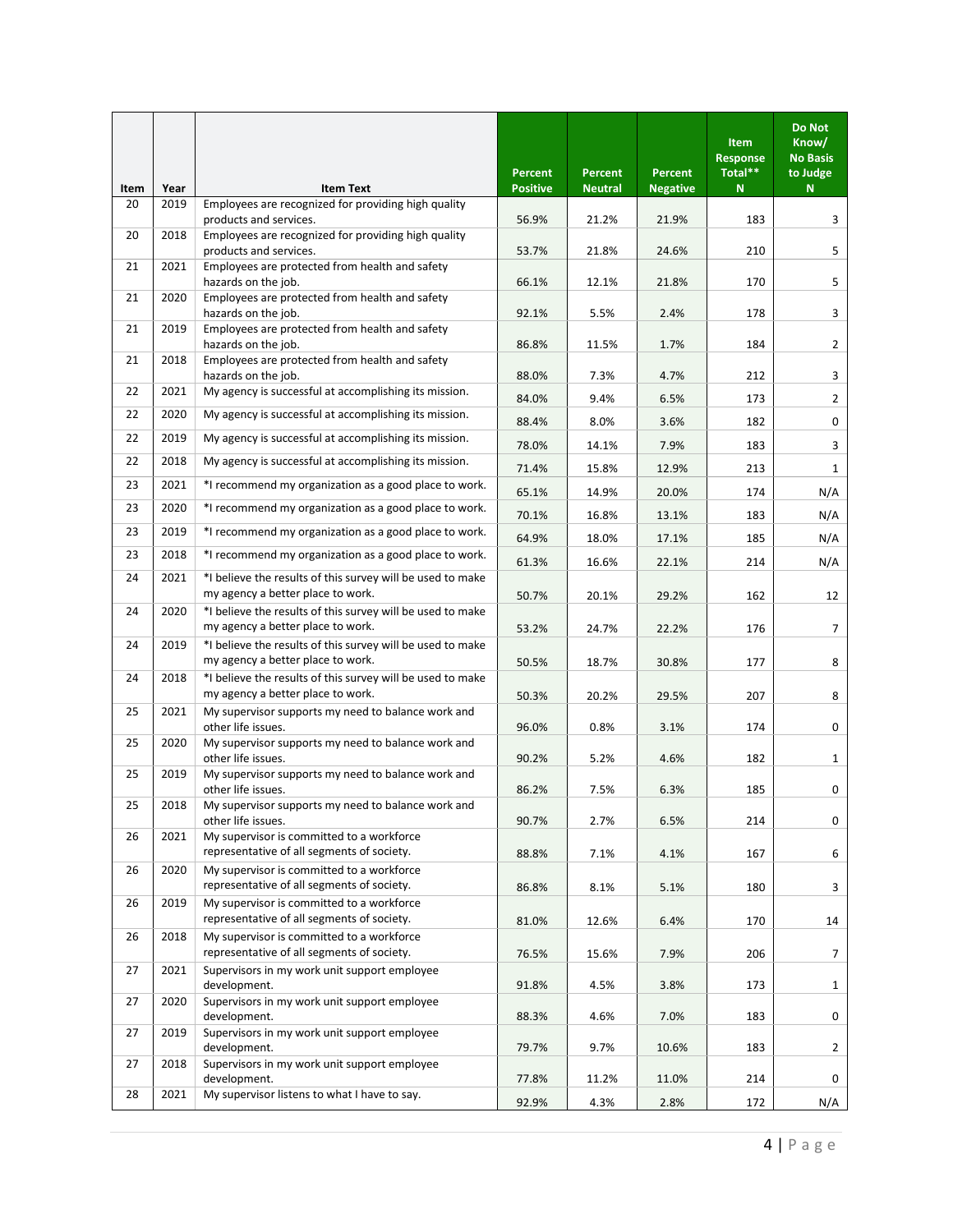| Item | Year | Item Text | Percent Positive | Percent Neutral | Percent Negative | Item Response Total** N | Do Not Know/ No Basis to Judge N |
|---|---|---|---|---|---|---|---|
| 20 | 2019 | Employees are recognized for providing high quality products and services. | 56.9% | 21.2% | 21.9% | 183 | 3 |
| 20 | 2018 | Employees are recognized for providing high quality products and services. | 53.7% | 21.8% | 24.6% | 210 | 5 |
| 21 | 2021 | Employees are protected from health and safety hazards on the job. | 66.1% | 12.1% | 21.8% | 170 | 5 |
| 21 | 2020 | Employees are protected from health and safety hazards on the job. | 92.1% | 5.5% | 2.4% | 178 | 3 |
| 21 | 2019 | Employees are protected from health and safety hazards on the job. | 86.8% | 11.5% | 1.7% | 184 | 2 |
| 21 | 2018 | Employees are protected from health and safety hazards on the job. | 88.0% | 7.3% | 4.7% | 212 | 3 |
| 22 | 2021 | My agency is successful at accomplishing its mission. | 84.0% | 9.4% | 6.5% | 173 | 2 |
| 22 | 2020 | My agency is successful at accomplishing its mission. | 88.4% | 8.0% | 3.6% | 182 | 0 |
| 22 | 2019 | My agency is successful at accomplishing its mission. | 78.0% | 14.1% | 7.9% | 183 | 3 |
| 22 | 2018 | My agency is successful at accomplishing its mission. | 71.4% | 15.8% | 12.9% | 213 | 1 |
| 23 | 2021 | *I recommend my organization as a good place to work. | 65.1% | 14.9% | 20.0% | 174 | N/A |
| 23 | 2020 | *I recommend my organization as a good place to work. | 70.1% | 16.8% | 13.1% | 183 | N/A |
| 23 | 2019 | *I recommend my organization as a good place to work. | 64.9% | 18.0% | 17.1% | 185 | N/A |
| 23 | 2018 | *I recommend my organization as a good place to work. | 61.3% | 16.6% | 22.1% | 214 | N/A |
| 24 | 2021 | *I believe the results of this survey will be used to make my agency a better place to work. | 50.7% | 20.1% | 29.2% | 162 | 12 |
| 24 | 2020 | *I believe the results of this survey will be used to make my agency a better place to work. | 53.2% | 24.7% | 22.2% | 176 | 7 |
| 24 | 2019 | *I believe the results of this survey will be used to make my agency a better place to work. | 50.5% | 18.7% | 30.8% | 177 | 8 |
| 24 | 2018 | *I believe the results of this survey will be used to make my agency a better place to work. | 50.3% | 20.2% | 29.5% | 207 | 8 |
| 25 | 2021 | My supervisor supports my need to balance work and other life issues. | 96.0% | 0.8% | 3.1% | 174 | 0 |
| 25 | 2020 | My supervisor supports my need to balance work and other life issues. | 90.2% | 5.2% | 4.6% | 182 | 1 |
| 25 | 2019 | My supervisor supports my need to balance work and other life issues. | 86.2% | 7.5% | 6.3% | 185 | 0 |
| 25 | 2018 | My supervisor supports my need to balance work and other life issues. | 90.7% | 2.7% | 6.5% | 214 | 0 |
| 26 | 2021 | My supervisor is committed to a workforce representative of all segments of society. | 88.8% | 7.1% | 4.1% | 167 | 6 |
| 26 | 2020 | My supervisor is committed to a workforce representative of all segments of society. | 86.8% | 8.1% | 5.1% | 180 | 3 |
| 26 | 2019 | My supervisor is committed to a workforce representative of all segments of society. | 81.0% | 12.6% | 6.4% | 170 | 14 |
| 26 | 2018 | My supervisor is committed to a workforce representative of all segments of society. | 76.5% | 15.6% | 7.9% | 206 | 7 |
| 27 | 2021 | Supervisors in my work unit support employee development. | 91.8% | 4.5% | 3.8% | 173 | 1 |
| 27 | 2020 | Supervisors in my work unit support employee development. | 88.3% | 4.6% | 7.0% | 183 | 0 |
| 27 | 2019 | Supervisors in my work unit support employee development. | 79.7% | 9.7% | 10.6% | 183 | 2 |
| 27 | 2018 | Supervisors in my work unit support employee development. | 77.8% | 11.2% | 11.0% | 214 | 0 |
| 28 | 2021 | My supervisor listens to what I have to say. | 92.9% | 4.3% | 2.8% | 172 | N/A |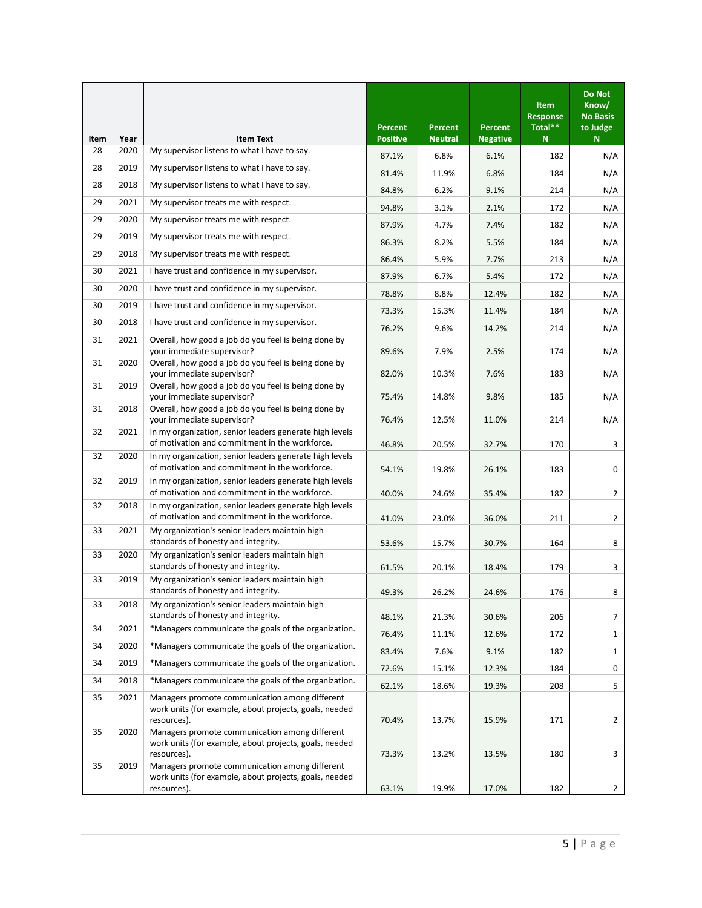| Item | Year | Item Text | Percent Positive | Percent Neutral | Percent Negative | Item Response Total** N | Do Not Know/ No Basis to Judge N |
|---|---|---|---|---|---|---|---|
| 28 | 2020 | My supervisor listens to what I have to say. | 87.1% | 6.8% | 6.1% | 182 | N/A |
| 28 | 2019 | My supervisor listens to what I have to say. | 81.4% | 11.9% | 6.8% | 184 | N/A |
| 28 | 2018 | My supervisor listens to what I have to say. | 84.8% | 6.2% | 9.1% | 214 | N/A |
| 29 | 2021 | My supervisor treats me with respect. | 94.8% | 3.1% | 2.1% | 172 | N/A |
| 29 | 2020 | My supervisor treats me with respect. | 87.9% | 4.7% | 7.4% | 182 | N/A |
| 29 | 2019 | My supervisor treats me with respect. | 86.3% | 8.2% | 5.5% | 184 | N/A |
| 29 | 2018 | My supervisor treats me with respect. | 86.4% | 5.9% | 7.7% | 213 | N/A |
| 30 | 2021 | I have trust and confidence in my supervisor. | 87.9% | 6.7% | 5.4% | 172 | N/A |
| 30 | 2020 | I have trust and confidence in my supervisor. | 78.8% | 8.8% | 12.4% | 182 | N/A |
| 30 | 2019 | I have trust and confidence in my supervisor. | 73.3% | 15.3% | 11.4% | 184 | N/A |
| 30 | 2018 | I have trust and confidence in my supervisor. | 76.2% | 9.6% | 14.2% | 214 | N/A |
| 31 | 2021 | Overall, how good a job do you feel is being done by your immediate supervisor? | 89.6% | 7.9% | 2.5% | 174 | N/A |
| 31 | 2020 | Overall, how good a job do you feel is being done by your immediate supervisor? | 82.0% | 10.3% | 7.6% | 183 | N/A |
| 31 | 2019 | Overall, how good a job do you feel is being done by your immediate supervisor? | 75.4% | 14.8% | 9.8% | 185 | N/A |
| 31 | 2018 | Overall, how good a job do you feel is being done by your immediate supervisor? | 76.4% | 12.5% | 11.0% | 214 | N/A |
| 32 | 2021 | In my organization, senior leaders generate high levels of motivation and commitment in the workforce. | 46.8% | 20.5% | 32.7% | 170 | 3 |
| 32 | 2020 | In my organization, senior leaders generate high levels of motivation and commitment in the workforce. | 54.1% | 19.8% | 26.1% | 183 | 0 |
| 32 | 2019 | In my organization, senior leaders generate high levels of motivation and commitment in the workforce. | 40.0% | 24.6% | 35.4% | 182 | 2 |
| 32 | 2018 | In my organization, senior leaders generate high levels of motivation and commitment in the workforce. | 41.0% | 23.0% | 36.0% | 211 | 2 |
| 33 | 2021 | My organization's senior leaders maintain high standards of honesty and integrity. | 53.6% | 15.7% | 30.7% | 164 | 8 |
| 33 | 2020 | My organization's senior leaders maintain high standards of honesty and integrity. | 61.5% | 20.1% | 18.4% | 179 | 3 |
| 33 | 2019 | My organization's senior leaders maintain high standards of honesty and integrity. | 49.3% | 26.2% | 24.6% | 176 | 8 |
| 33 | 2018 | My organization's senior leaders maintain high standards of honesty and integrity. | 48.1% | 21.3% | 30.6% | 206 | 7 |
| 34 | 2021 | *Managers communicate the goals of the organization. | 76.4% | 11.1% | 12.6% | 172 | 1 |
| 34 | 2020 | *Managers communicate the goals of the organization. | 83.4% | 7.6% | 9.1% | 182 | 1 |
| 34 | 2019 | *Managers communicate the goals of the organization. | 72.6% | 15.1% | 12.3% | 184 | 0 |
| 34 | 2018 | *Managers communicate the goals of the organization. | 62.1% | 18.6% | 19.3% | 208 | 5 |
| 35 | 2021 | Managers promote communication among different work units (for example, about projects, goals, needed resources). | 70.4% | 13.7% | 15.9% | 171 | 2 |
| 35 | 2020 | Managers promote communication among different work units (for example, about projects, goals, needed resources). | 73.3% | 13.2% | 13.5% | 180 | 3 |
| 35 | 2019 | Managers promote communication among different work units (for example, about projects, goals, needed resources). | 63.1% | 19.9% | 17.0% | 182 | 2 |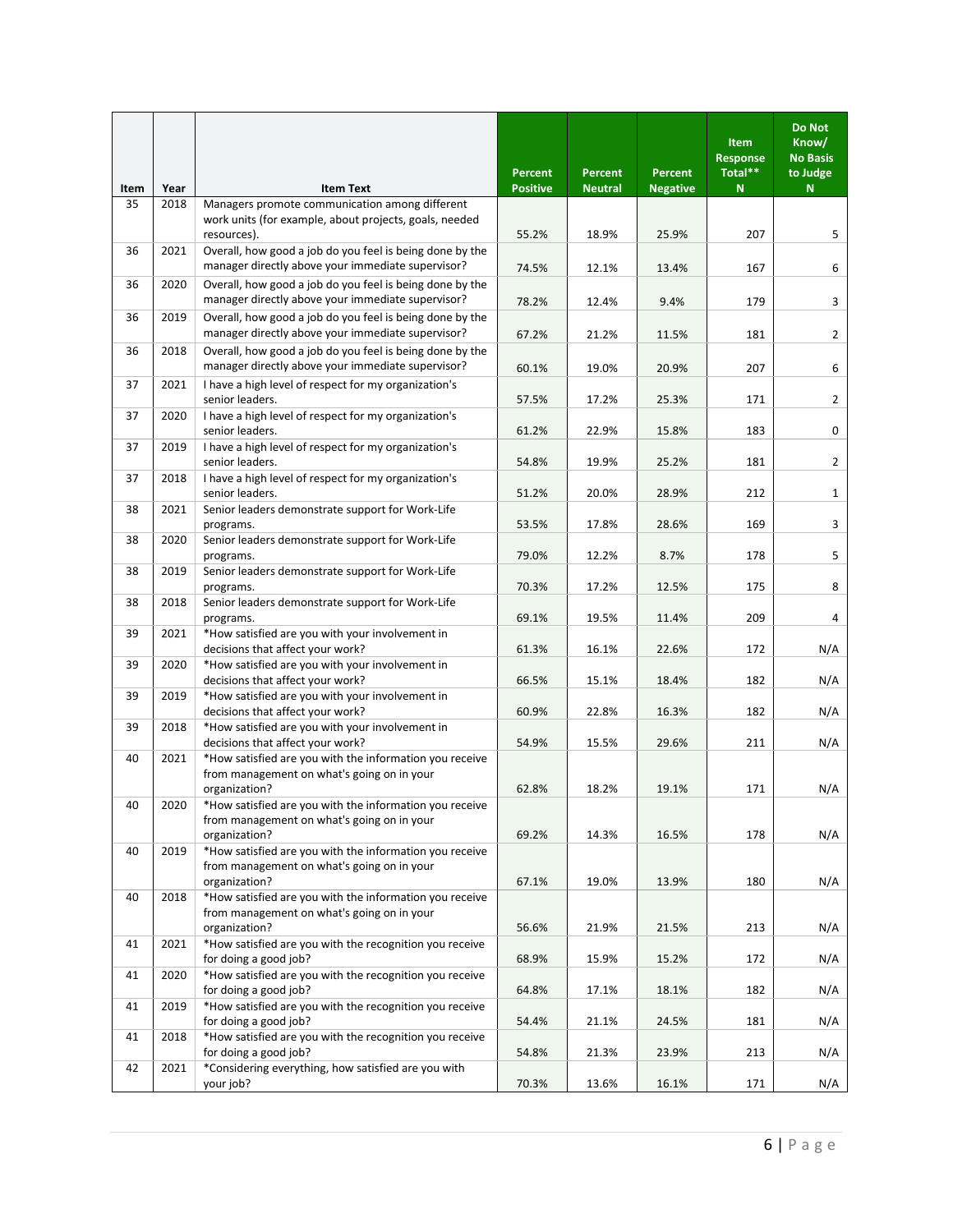| Item | Year | Item Text | Percent Positive | Percent Neutral | Percent Negative | Item Response Total** N | Do Not Know/ No Basis to Judge N |
|---|---|---|---|---|---|---|---|
| 35 | 2018 | Managers promote communication among different work units (for example, about projects, goals, needed resources). | 55.2% | 18.9% | 25.9% | 207 | 5 |
| 36 | 2021 | Overall, how good a job do you feel is being done by the manager directly above your immediate supervisor? | 74.5% | 12.1% | 13.4% | 167 | 6 |
| 36 | 2020 | Overall, how good a job do you feel is being done by the manager directly above your immediate supervisor? | 78.2% | 12.4% | 9.4% | 179 | 3 |
| 36 | 2019 | Overall, how good a job do you feel is being done by the manager directly above your immediate supervisor? | 67.2% | 21.2% | 11.5% | 181 | 2 |
| 36 | 2018 | Overall, how good a job do you feel is being done by the manager directly above your immediate supervisor? | 60.1% | 19.0% | 20.9% | 207 | 6 |
| 37 | 2021 | I have a high level of respect for my organization's senior leaders. | 57.5% | 17.2% | 25.3% | 171 | 2 |
| 37 | 2020 | I have a high level of respect for my organization's senior leaders. | 61.2% | 22.9% | 15.8% | 183 | 0 |
| 37 | 2019 | I have a high level of respect for my organization's senior leaders. | 54.8% | 19.9% | 25.2% | 181 | 2 |
| 37 | 2018 | I have a high level of respect for my organization's senior leaders. | 51.2% | 20.0% | 28.9% | 212 | 1 |
| 38 | 2021 | Senior leaders demonstrate support for Work-Life programs. | 53.5% | 17.8% | 28.6% | 169 | 3 |
| 38 | 2020 | Senior leaders demonstrate support for Work-Life programs. | 79.0% | 12.2% | 8.7% | 178 | 5 |
| 38 | 2019 | Senior leaders demonstrate support for Work-Life programs. | 70.3% | 17.2% | 12.5% | 175 | 8 |
| 38 | 2018 | Senior leaders demonstrate support for Work-Life programs. | 69.1% | 19.5% | 11.4% | 209 | 4 |
| 39 | 2021 | *How satisfied are you with your involvement in decisions that affect your work? | 61.3% | 16.1% | 22.6% | 172 | N/A |
| 39 | 2020 | *How satisfied are you with your involvement in decisions that affect your work? | 66.5% | 15.1% | 18.4% | 182 | N/A |
| 39 | 2019 | *How satisfied are you with your involvement in decisions that affect your work? | 60.9% | 22.8% | 16.3% | 182 | N/A |
| 39 | 2018 | *How satisfied are you with your involvement in decisions that affect your work? | 54.9% | 15.5% | 29.6% | 211 | N/A |
| 40 | 2021 | *How satisfied are you with the information you receive from management on what's going on in your organization? | 62.8% | 18.2% | 19.1% | 171 | N/A |
| 40 | 2020 | *How satisfied are you with the information you receive from management on what's going on in your organization? | 69.2% | 14.3% | 16.5% | 178 | N/A |
| 40 | 2019 | *How satisfied are you with the information you receive from management on what's going on in your organization? | 67.1% | 19.0% | 13.9% | 180 | N/A |
| 40 | 2018 | *How satisfied are you with the information you receive from management on what's going on in your organization? | 56.6% | 21.9% | 21.5% | 213 | N/A |
| 41 | 2021 | *How satisfied are you with the recognition you receive for doing a good job? | 68.9% | 15.9% | 15.2% | 172 | N/A |
| 41 | 2020 | *How satisfied are you with the recognition you receive for doing a good job? | 64.8% | 17.1% | 18.1% | 182 | N/A |
| 41 | 2019 | *How satisfied are you with the recognition you receive for doing a good job? | 54.4% | 21.1% | 24.5% | 181 | N/A |
| 41 | 2018 | *How satisfied are you with the recognition you receive for doing a good job? | 54.8% | 21.3% | 23.9% | 213 | N/A |
| 42 | 2021 | *Considering everything, how satisfied are you with your job? | 70.3% | 13.6% | 16.1% | 171 | N/A |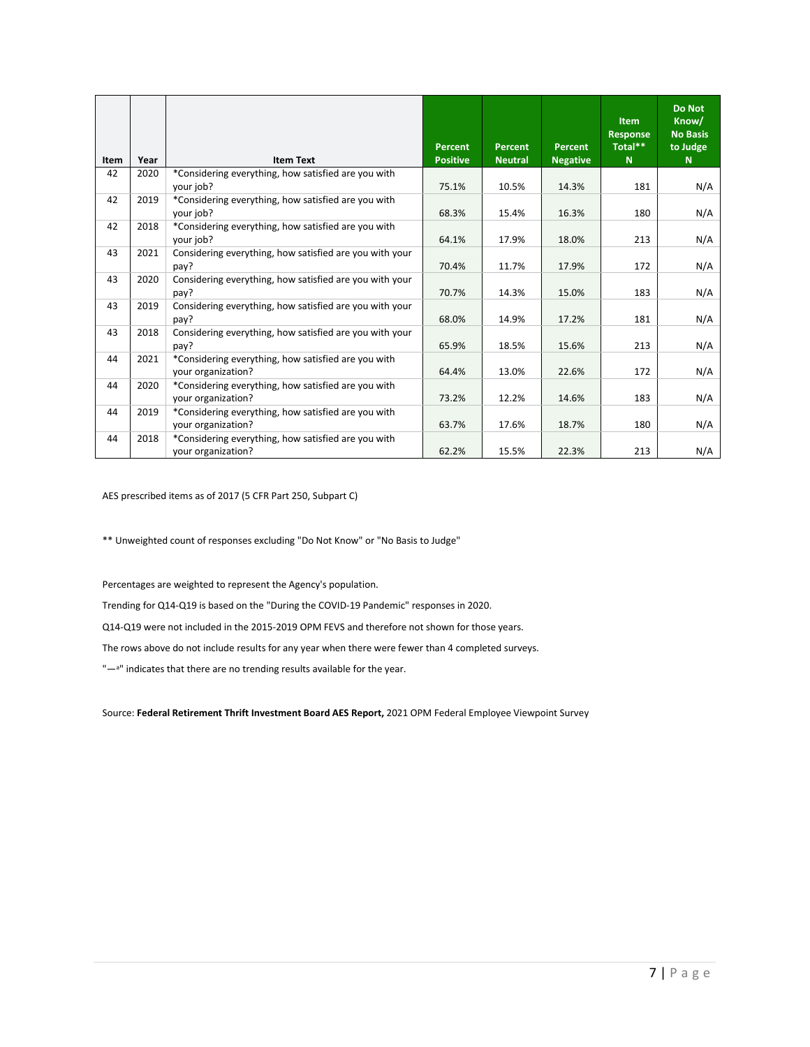| Item | Year | Item Text | Percent Positive | Percent Neutral | Percent Negative | Item Response Total** N | Do Not Know/ No Basis to Judge N |
|---|---|---|---|---|---|---|---|
| 42 | 2020 | *Considering everything, how satisfied are you with your job? | 75.1% | 10.5% | 14.3% | 181 | N/A |
| 42 | 2019 | *Considering everything, how satisfied are you with your job? | 68.3% | 15.4% | 16.3% | 180 | N/A |
| 42 | 2018 | *Considering everything, how satisfied are you with your job? | 64.1% | 17.9% | 18.0% | 213 | N/A |
| 43 | 2021 | Considering everything, how satisfied are you with your pay? | 70.4% | 11.7% | 17.9% | 172 | N/A |
| 43 | 2020 | Considering everything, how satisfied are you with your pay? | 70.7% | 14.3% | 15.0% | 183 | N/A |
| 43 | 2019 | Considering everything, how satisfied are you with your pay? | 68.0% | 14.9% | 17.2% | 181 | N/A |
| 43 | 2018 | Considering everything, how satisfied are you with your pay? | 65.9% | 18.5% | 15.6% | 213 | N/A |
| 44 | 2021 | *Considering everything, how satisfied are you with your organization? | 64.4% | 13.0% | 22.6% | 172 | N/A |
| 44 | 2020 | *Considering everything, how satisfied are you with your organization? | 73.2% | 12.2% | 14.6% | 183 | N/A |
| 44 | 2019 | *Considering everything, how satisfied are you with your organization? | 63.7% | 17.6% | 18.7% | 180 | N/A |
| 44 | 2018 | *Considering everything, how satisfied are you with your organization? | 62.2% | 15.5% | 22.3% | 213 | N/A |

AES prescribed items as of 2017 (5 CFR Part 250, Subpart C)

** Unweighted count of responses excluding "Do Not Know" or "No Basis to Judge"

Percentages are weighted to represent the Agency's population.

Trending for Q14-Q19 is based on the "During the COVID-19 Pandemic" responses in 2020.

Q14-Q19 were not included in the 2015-2019 OPM FEVS and therefore not shown for those years.

The rows above do not include results for any year when there were fewer than 4 completed surveys.

"—a" indicates that there are no trending results available for the year.

Source: **Federal Retirement Thrift Investment Board AES Report,** 2021 OPM Federal Employee Viewpoint Survey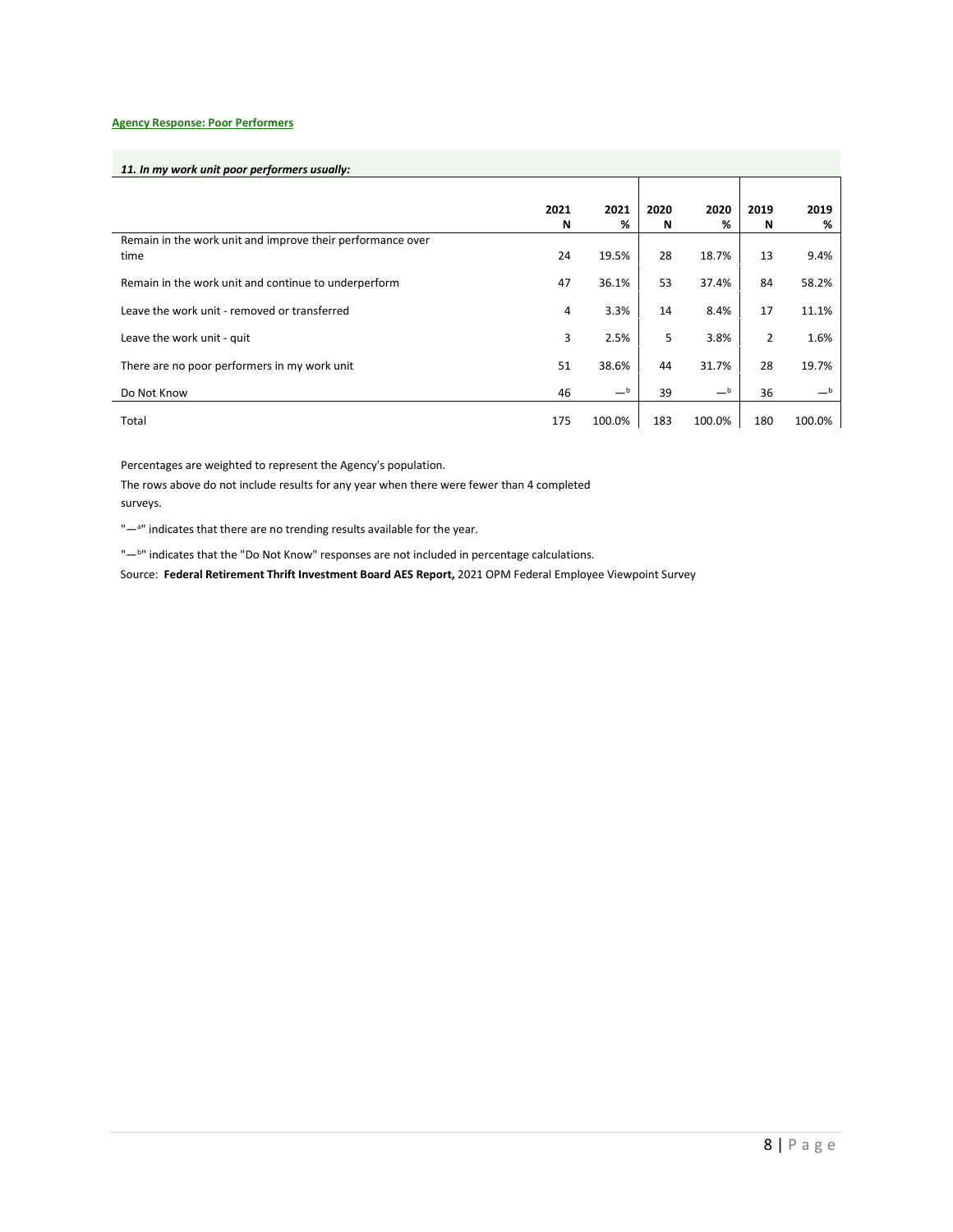**Agency Response: Poor Performers**

***11. In my work unit poor performers usually:***

| | 2021 N | 2021 % | 2020 N | 2020 % | 2019 N | 2019 % |
|---|---|---|---|---|---|---|
| Remain in the work unit and improve their performance over time | 24 | 19.5% | 28 | 18.7% | 13 | 9.4% |
| Remain in the work unit and continue to underperform | 47 | 36.1% | 53 | 37.4% | 84 | 58.2% |
| Leave the work unit - removed or transferred | 4 | 3.3% | 14 | 8.4% | 17 | 11.1% |
| Leave the work unit - quit | 3 | 2.5% | 5 | 3.8% | 2 | 1.6% |
| There are no poor performers in my work unit | 51 | 38.6% | 44 | 31.7% | 28 | 19.7% |
| Do Not Know | 46 | —[b] | 39 | —[b] | 36 | —[b] |
| Total | 175 | 100.0% | 183 | 100.0% | 180 | 100.0% |

Percentages are weighted to represent the Agency's population.

The rows above do not include results for any year when there were fewer than 4 completed surveys.

"—[a]" indicates that there are no trending results available for the year.

"—[b]" indicates that the "Do Not Know" responses are not included in percentage calculations.

Source: **Federal Retirement Thrift Investment Board AES Report,** 2021 OPM Federal Employee Viewpoint Survey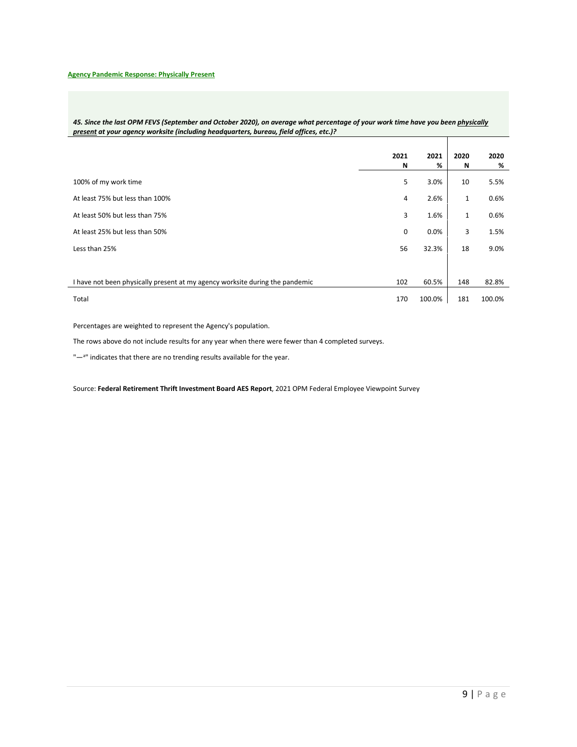**Agency Pandemic Response: Physically Present**

***45. Since the last OPM FEVS (September and October 2020), on average what percentage of your work time have you been <u>physically present</u> at your agency worksite (including headquarters, bureau, field offices, etc.)?***

| | 2021 N | 2021 % | 2020 N | 2020 % |
|---|---|---|---|---|
| 100% of my work time | 5 | 3.0% | 10 | 5.5% |
| At least 75% but less than 100% | 4 | 2.6% | 1 | 0.6% |
| At least 50% but less than 75% | 3 | 1.6% | 1 | 0.6% |
| At least 25% but less than 50% | 0 | 0.0% | 3 | 1.5% |
| Less than 25% | 56 | 32.3% | 18 | 9.0% |
| I have not been physically present at my agency worksite during the pandemic | 102 | 60.5% | 148 | 82.8% |
| Total | 170 | 100.0% | 181 | 100.0% |

Percentages are weighted to represent the Agency's population.

The rows above do not include results for any year when there were fewer than 4 completed surveys.

"—a" indicates that there are no trending results available for the year.

Source: **Federal Retirement Thrift Investment Board AES Report**, 2021 OPM Federal Employee Viewpoint Survey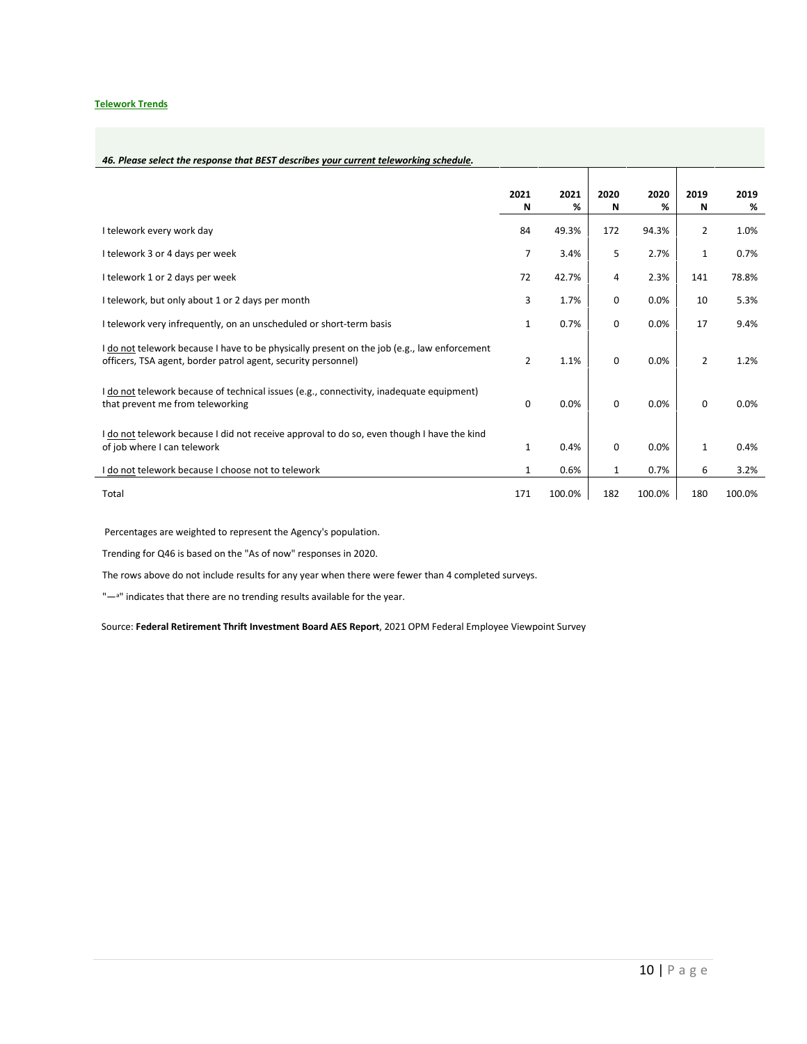**Telework Trends**

***46. Please select the response that BEST describes your current teleworking schedule.***

| | 2021 N | 2021 % | 2020 N | 2020 % | 2019 N | 2019 % |
|---|---|---|---|---|---|---|
| I telework every work day | 84 | 49.3% | 172 | 94.3% | 2 | 1.0% |
| I telework 3 or 4 days per week | 7 | 3.4% | 5 | 2.7% | 1 | 0.7% |
| I telework 1 or 2 days per week | 72 | 42.7% | 4 | 2.3% | 141 | 78.8% |
| I telework, but only about 1 or 2 days per month | 3 | 1.7% | 0 | 0.0% | 10 | 5.3% |
| I telework very infrequently, on an unscheduled or short-term basis | 1 | 0.7% | 0 | 0.0% | 17 | 9.4% |
| I do not telework because I have to be physically present on the job (e.g., law enforcement officers, TSA agent, border patrol agent, security personnel) | 2 | 1.1% | 0 | 0.0% | 2 | 1.2% |
| I do not telework because of technical issues (e.g., connectivity, inadequate equipment) that prevent me from teleworking | 0 | 0.0% | 0 | 0.0% | 0 | 0.0% |
| I do not telework because I did not receive approval to do so, even though I have the kind of job where I can telework | 1 | 0.4% | 0 | 0.0% | 1 | 0.4% |
| I do not telework because I choose not to telework | 1 | 0.6% | 1 | 0.7% | 6 | 3.2% |
| Total | 171 | 100.0% | 182 | 100.0% | 180 | 100.0% |

Percentages are weighted to represent the Agency's population.

Trending for Q46 is based on the "As of now" responses in 2020.

The rows above do not include results for any year when there were fewer than 4 completed surveys.

"—a" indicates that there are no trending results available for the year.

Source: **Federal Retirement Thrift Investment Board AES Report**, 2021 OPM Federal Employee Viewpoint Survey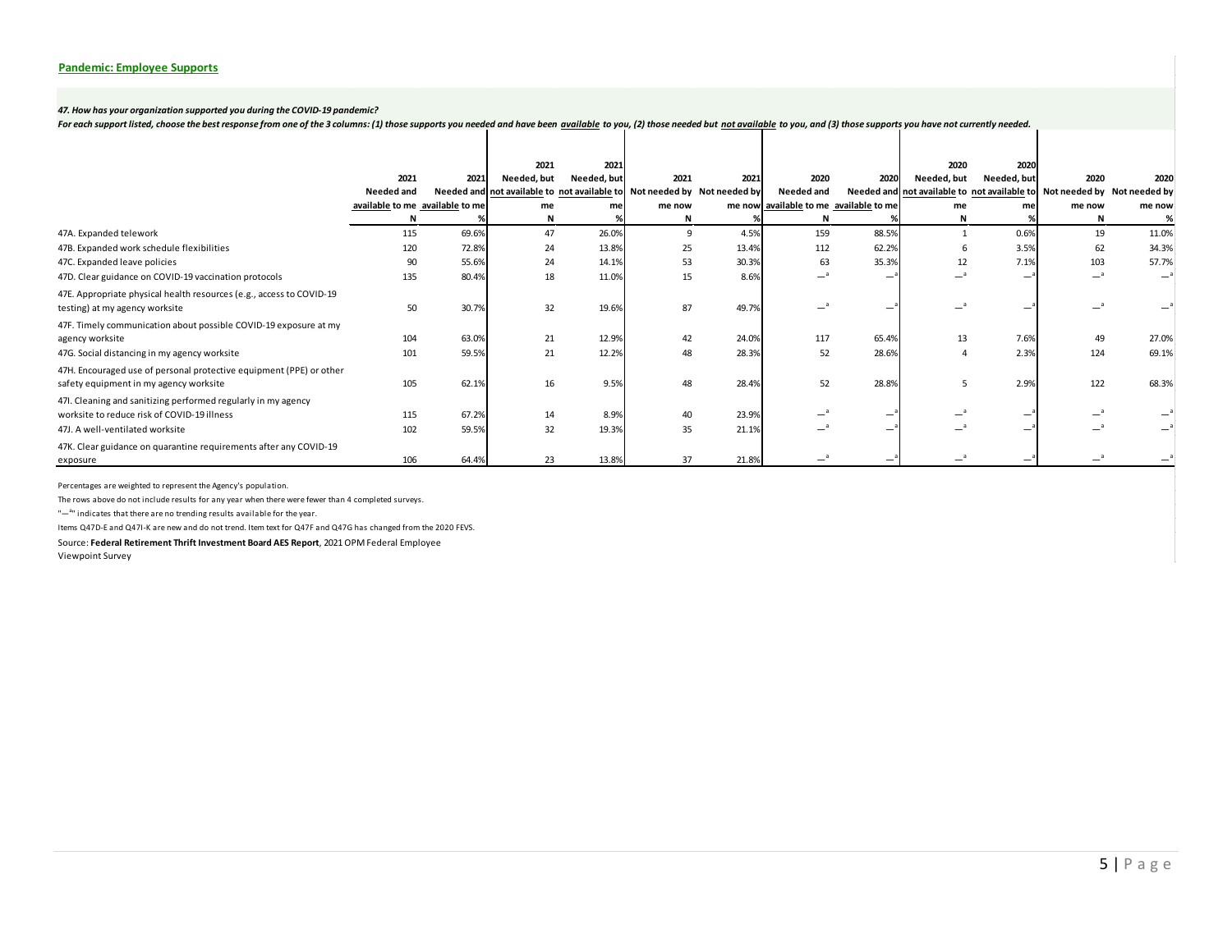## Pandemic: Employee Supports

*47. How has your organization supported you during the COVID-19 pandemic?*

*For each support listed, choose the best response from one of the 3 columns: (1) those supports you needed and have been available to you, (2) those needed but not available to you, and (3) those supports you have not currently needed.*

| | 2021 Needed and available to me N | 2021 Needed and available to me % | 2021 Needed, but not available to me N | 2021 Needed, but not available to me % | 2021 Not needed by me now N | 2021 Not needed by me now % | 2020 Needed and available to me N | 2020 Needed and available to me % | 2020 Needed, but not available to me N | 2020 Needed, but not available to me % | 2020 Not needed by me now N | 2020 Not needed by me now % |
|---|---|---|---|---|---|---|---|---|---|---|---|---|
| 47A. Expanded telework | 115 | 69.6% | 47 | 26.0% | 9 | 4.5% | 159 | 88.5% | 1 | 0.6% | 19 | 11.0% |
| 47B. Expanded work schedule flexibilities | 120 | 72.8% | 24 | 13.8% | 25 | 13.4% | 112 | 62.2% | 6 | 3.5% | 62 | 34.3% |
| 47C. Expanded leave policies | 90 | 55.6% | 24 | 14.1% | 53 | 30.3% | 63 | 35.3% | 12 | 7.1% | 103 | 57.7% |
| 47D. Clear guidance on COVID-19 vaccination protocols | 135 | 80.4% | 18 | 11.0% | 15 | 8.6% | —[a] | —[a] | —[a] | —[a] | —[a] | —[a] |
| 47E. Appropriate physical health resources (e.g., access to COVID-19 testing) at my agency worksite | 50 | 30.7% | 32 | 19.6% | 87 | 49.7% | —[a] | —[a] | —[a] | —[a] | —[a] | —[a] |
| 47F. Timely communication about possible COVID-19 exposure at my agency worksite | 104 | 63.0% | 21 | 12.9% | 42 | 24.0% | 117 | 65.4% | 13 | 7.6% | 49 | 27.0% |
| 47G. Social distancing in my agency worksite | 101 | 59.5% | 21 | 12.2% | 48 | 28.3% | 52 | 28.6% | 4 | 2.3% | 124 | 69.1% |
| 47H. Encouraged use of personal protective equipment (PPE) or other safety equipment in my agency worksite | 105 | 62.1% | 16 | 9.5% | 48 | 28.4% | 52 | 28.8% | 5 | 2.9% | 122 | 68.3% |
| 47I. Cleaning and sanitizing performed regularly in my agency worksite to reduce risk of COVID-19 illness | 115 | 67.2% | 14 | 8.9% | 40 | 23.9% | —[a] | —[a] | —[a] | —[a] | —[a] | —[a] |
| 47J. A well-ventilated worksite | 102 | 59.5% | 32 | 19.3% | 35 | 21.1% | —[a] | —[a] | —[a] | —[a] | —[a] | —[a] |
| 47K. Clear guidance on quarantine requirements after any COVID-19 exposure | 106 | 64.4% | 23 | 13.8% | 37 | 21.8% | —[a] | —[a] | —[a] | —[a] | —[a] | —[a] |

Percentages are weighted to represent the Agency's population.

The rows above do not include results for any year when there were fewer than 4 completed surveys.

"—[a]" indicates that there are no trending results available for the year.

Items Q47D-E and Q47I-K are new and do not trend. Item text for Q47F and Q47G has changed from the 2020 FEVS.

Source: **Federal Retirement Thrift Investment Board AES Report**, 2021 OPM Federal Employee Viewpoint Survey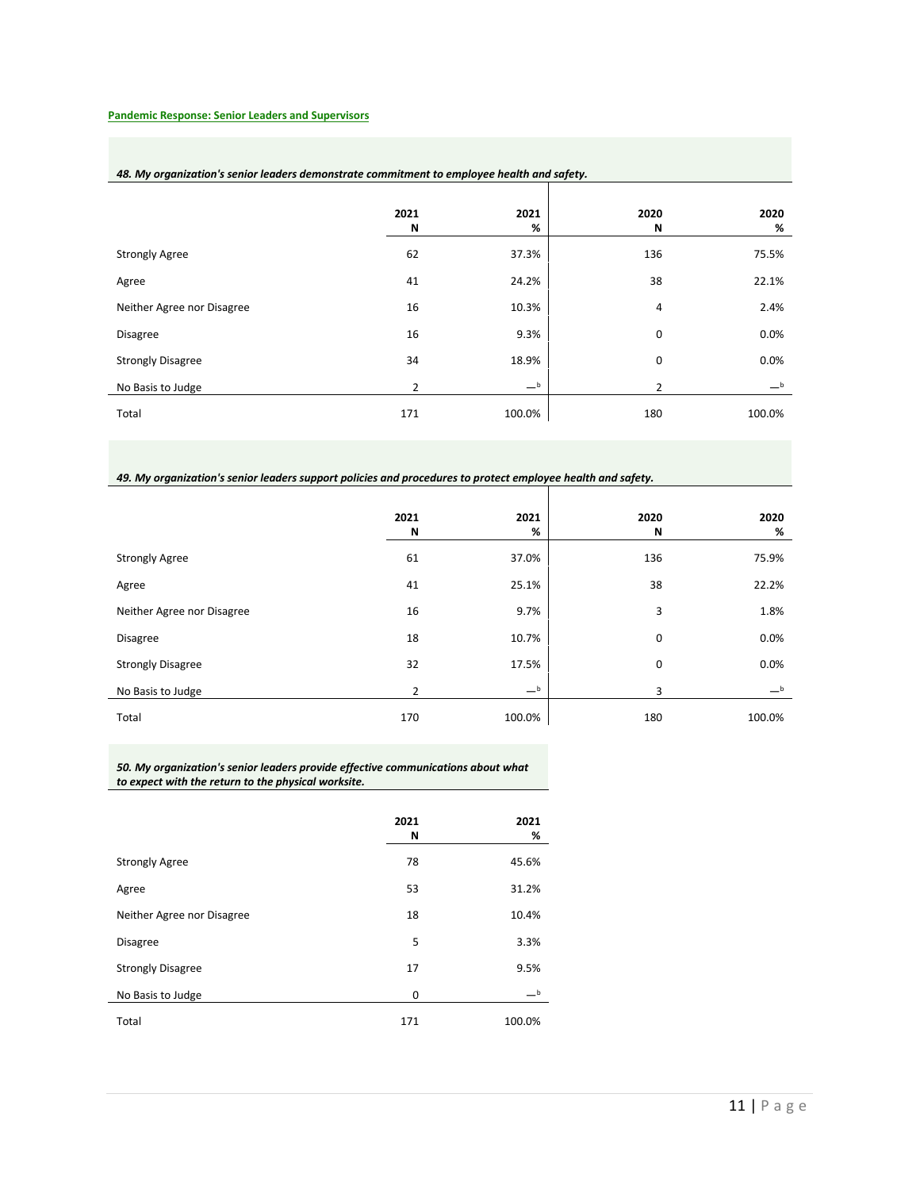**Pandemic Response: Senior Leaders and Supervisors**

***48. My organization's senior leaders demonstrate commitment to employee health and safety.***

| | 2021 N | 2021 % | 2020 N | 2020 % |
|---|---|---|---|---|
| Strongly Agree | 62 | 37.3% | 136 | 75.5% |
| Agree | 41 | 24.2% | 38 | 22.1% |
| Neither Agree nor Disagree | 16 | 10.3% | 4 | 2.4% |
| Disagree | 16 | 9.3% | 0 | 0.0% |
| Strongly Disagree | 34 | 18.9% | 0 | 0.0% |
| No Basis to Judge | 2 | —[b] | 2 | —[b] |
| Total | 171 | 100.0% | 180 | 100.0% |

***49. My organization's senior leaders support policies and procedures to protect employee health and safety.***

| | 2021 N | 2021 % | 2020 N | 2020 % |
|---|---|---|---|---|
| Strongly Agree | 61 | 37.0% | 136 | 75.9% |
| Agree | 41 | 25.1% | 38 | 22.2% |
| Neither Agree nor Disagree | 16 | 9.7% | 3 | 1.8% |
| Disagree | 18 | 10.7% | 0 | 0.0% |
| Strongly Disagree | 32 | 17.5% | 0 | 0.0% |
| No Basis to Judge | 2 | —[b] | 3 | —[b] |
| Total | 170 | 100.0% | 180 | 100.0% |

***50. My organization's senior leaders provide effective communications about what to expect with the return to the physical worksite.***

| | 2021 N | 2021 % |
|---|---|---|
| Strongly Agree | 78 | 45.6% |
| Agree | 53 | 31.2% |
| Neither Agree nor Disagree | 18 | 10.4% |
| Disagree | 5 | 3.3% |
| Strongly Disagree | 17 | 9.5% |
| No Basis to Judge | 0 | —[b] |
| Total | 171 | 100.0% |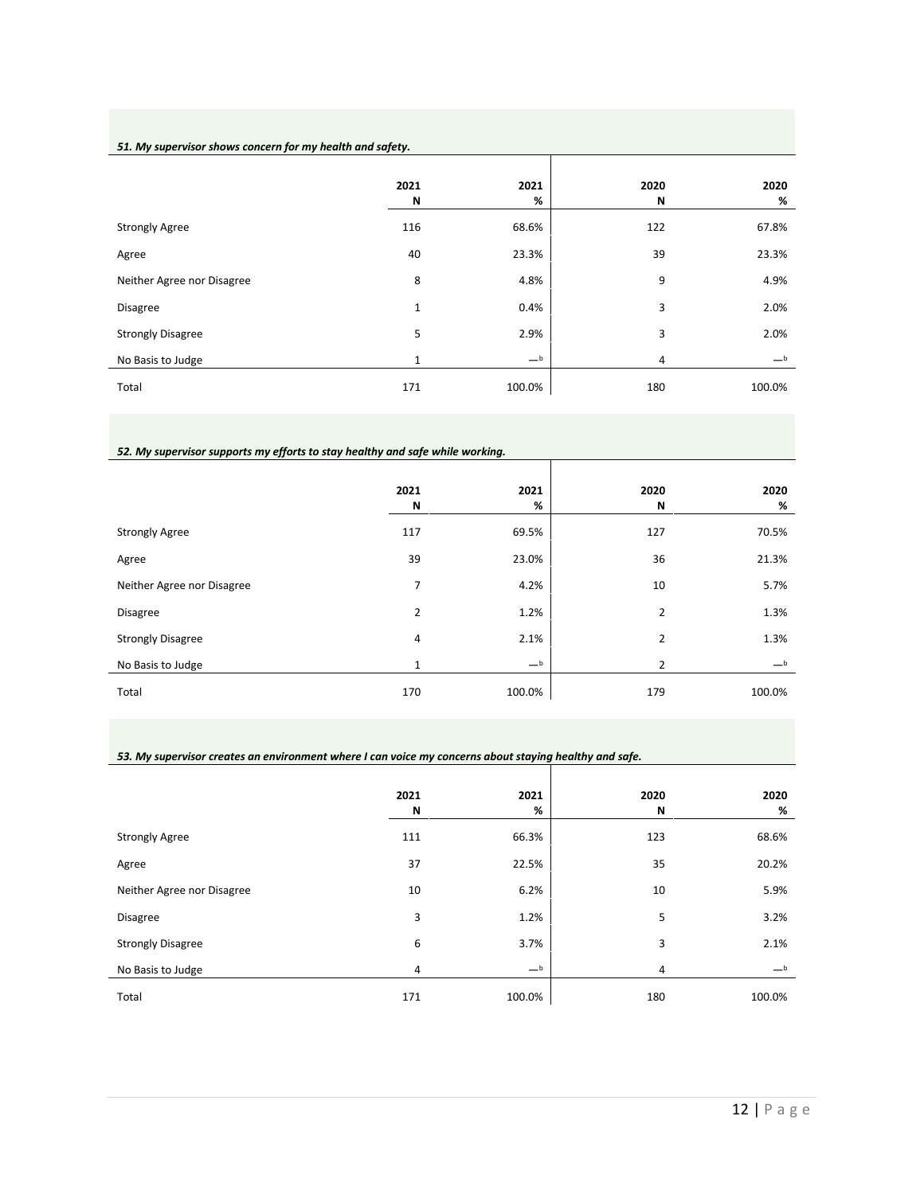***51. My supervisor shows concern for my health and safety.***

| | 2021 N | 2021 % | 2020 N | 2020 % |
|---|---|---|---|---|
| Strongly Agree | 116 | 68.6% | 122 | 67.8% |
| Agree | 40 | 23.3% | 39 | 23.3% |
| Neither Agree nor Disagree | 8 | 4.8% | 9 | 4.9% |
| Disagree | 1 | 0.4% | 3 | 2.0% |
| Strongly Disagree | 5 | 2.9% | 3 | 2.0% |
| No Basis to Judge | 1 | —[b] | 4 | —[b] |
| Total | 171 | 100.0% | 180 | 100.0% |

***52. My supervisor supports my efforts to stay healthy and safe while working.***

| | 2021 N | 2021 % | 2020 N | 2020 % |
|---|---|---|---|---|
| Strongly Agree | 117 | 69.5% | 127 | 70.5% |
| Agree | 39 | 23.0% | 36 | 21.3% |
| Neither Agree nor Disagree | 7 | 4.2% | 10 | 5.7% |
| Disagree | 2 | 1.2% | 2 | 1.3% |
| Strongly Disagree | 4 | 2.1% | 2 | 1.3% |
| No Basis to Judge | 1 | —[b] | 2 | —[b] |
| Total | 170 | 100.0% | 179 | 100.0% |

***53. My supervisor creates an environment where I can voice my concerns about staying healthy and safe.***

| | 2021 N | 2021 % | 2020 N | 2020 % |
|---|---|---|---|---|
| Strongly Agree | 111 | 66.3% | 123 | 68.6% |
| Agree | 37 | 22.5% | 35 | 20.2% |
| Neither Agree nor Disagree | 10 | 6.2% | 10 | 5.9% |
| Disagree | 3 | 1.2% | 5 | 3.2% |
| Strongly Disagree | 6 | 3.7% | 3 | 2.1% |
| No Basis to Judge | 4 | —[b] | 4 | —[b] |
| Total | 171 | 100.0% | 180 | 100.0% |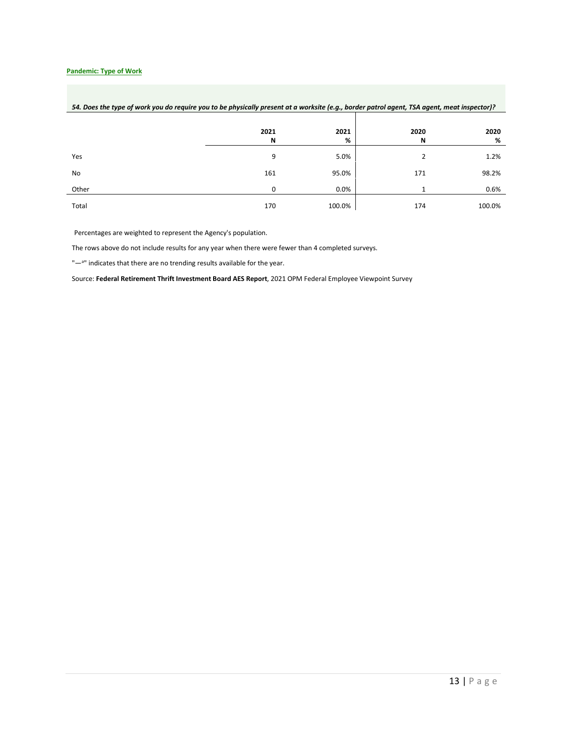**Pandemic: Type of Work**

*54. Does the type of work you do require you to be physically present at a worksite (e.g., border patrol agent, TSA agent, meat inspector)?*

| | 2021 N | 2021 % | 2020 N | 2020 % |
|---|---|---|---|---|
| Yes | 9 | 5.0% | 2 | 1.2% |
| No | 161 | 95.0% | 171 | 98.2% |
| Other | 0 | 0.0% | 1 | 0.6% |
| Total | 170 | 100.0% | 174 | 100.0% |

Percentages are weighted to represent the Agency's population.

The rows above do not include results for any year when there were fewer than 4 completed surveys.

"—ª" indicates that there are no trending results available for the year.

Source: **Federal Retirement Thrift Investment Board AES Report**, 2021 OPM Federal Employee Viewpoint Survey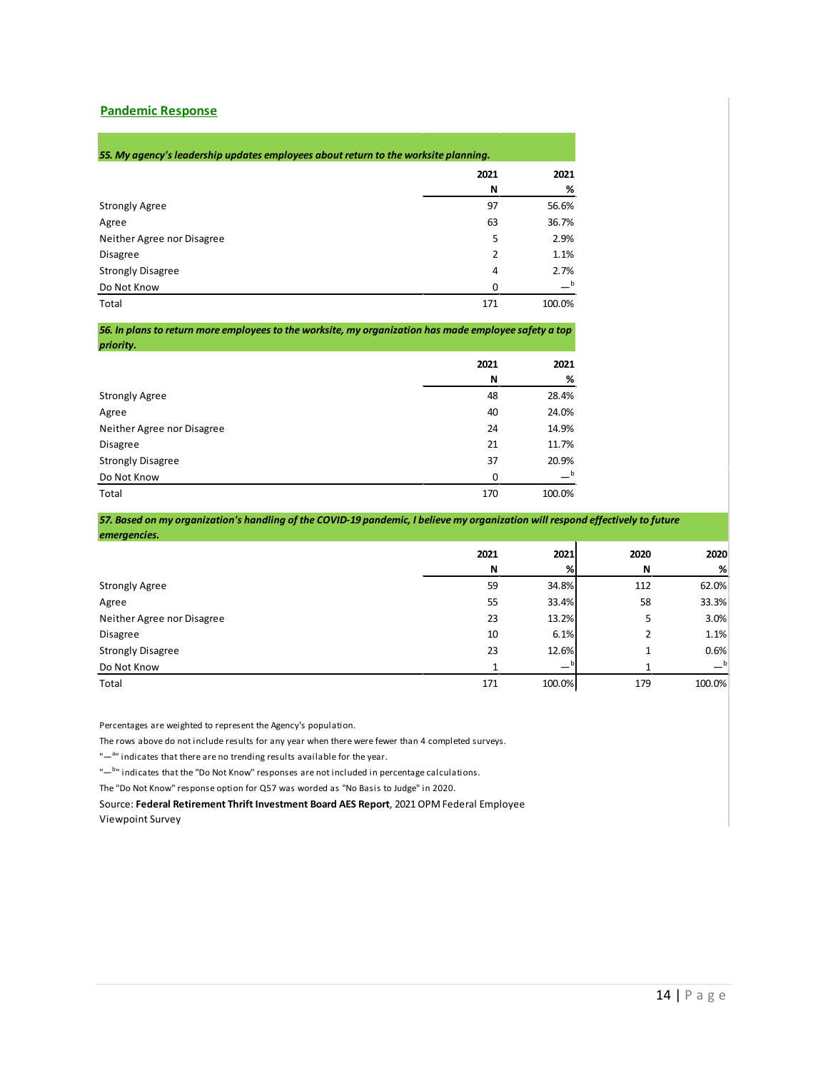## Pandemic Response

| *55. My agency's leadership updates employees about return to the worksite planning.* | 2021 N | 2021 % |
|---|---|---|
| Strongly Agree | 97 | 56.6% |
| Agree | 63 | 36.7% |
| Neither Agree nor Disagree | 5 | 2.9% |
| Disagree | 2 | 1.1% |
| Strongly Disagree | 4 | 2.7% |
| Do Not Know | 0 | —[b] |
| Total | 171 | 100.0% |

| *56. In plans to return more employees to the worksite, my organization has made employee safety a top priority.* | 2021 N | 2021 % |
|---|---|---|
| Strongly Agree | 48 | 28.4% |
| Agree | 40 | 24.0% |
| Neither Agree nor Disagree | 24 | 14.9% |
| Disagree | 21 | 11.7% |
| Strongly Disagree | 37 | 20.9% |
| Do Not Know | 0 | —[b] |
| Total | 170 | 100.0% |

| *57. Based on my organization's handling of the COVID-19 pandemic, I believe my organization will respond effectively to future emergencies.* | 2021 N | 2021 % | 2020 N | 2020 % |
|---|---|---|---|---|
| Strongly Agree | 59 | 34.8% | 112 | 62.0% |
| Agree | 55 | 33.4% | 58 | 33.3% |
| Neither Agree nor Disagree | 23 | 13.2% | 5 | 3.0% |
| Disagree | 10 | 6.1% | 2 | 1.1% |
| Strongly Disagree | 23 | 12.6% | 1 | 0.6% |
| Do Not Know | 1 | —[b] | 1 | —[b] |
| Total | 171 | 100.0% | 179 | 100.0% |

Percentages are weighted to represent the Agency's population.

The rows above do not include results for any year when there were fewer than 4 completed surveys.

"—[a]" indicates that there are no trending results available for the year.

"—[b]" indicates that the "Do Not Know" responses are not included in percentage calculations.

The "Do Not Know" response option for Q57 was worded as "No Basis to Judge" in 2020.

Source: **Federal Retirement Thrift Investment Board AES Report**, 2021 OPM Federal Employee Viewpoint Survey